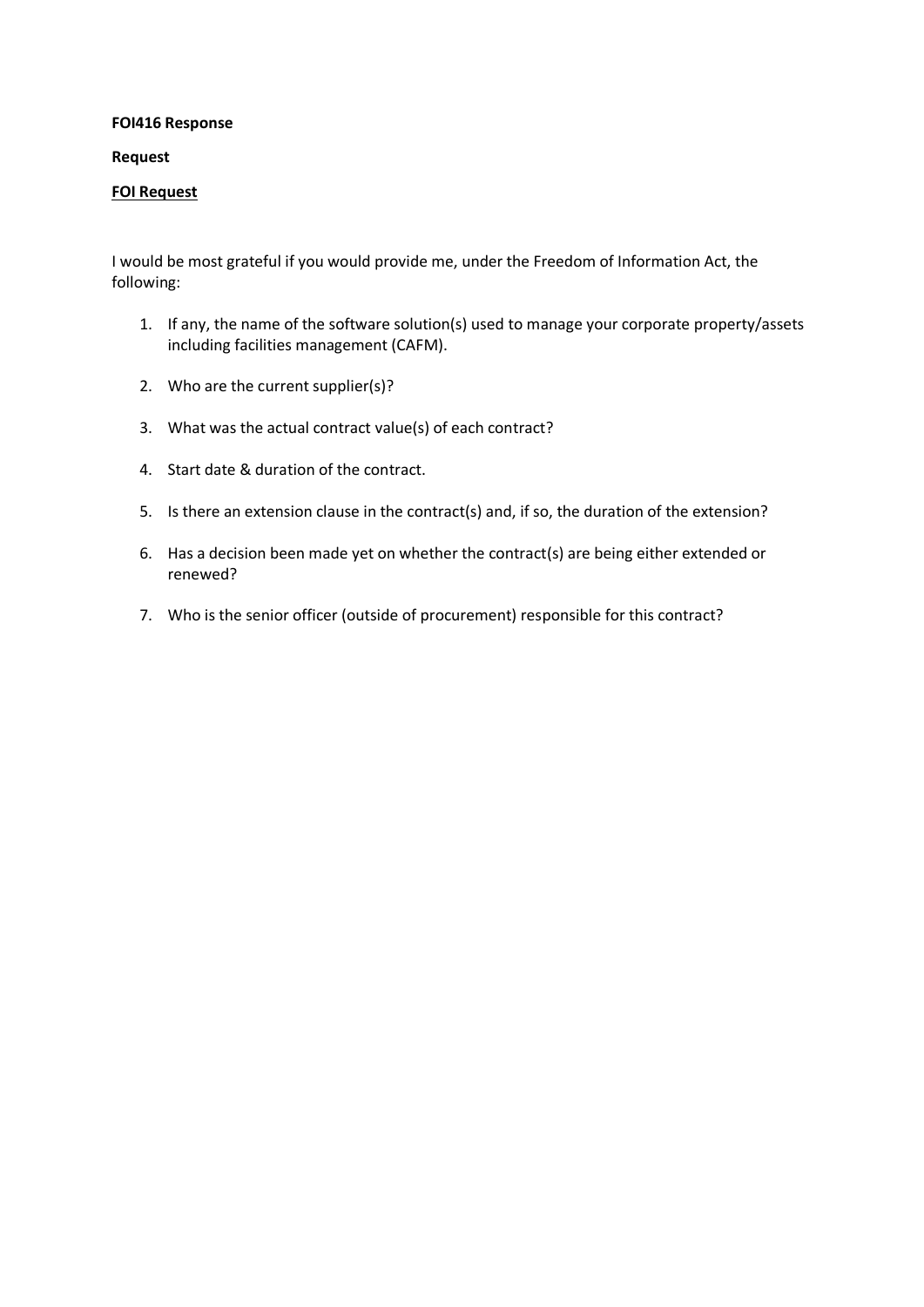**FOI416 Response**

**Request**

**FOI Request**

I would be most grateful if you would provide me, under the Freedom of Information Act, the following:

1. If any, the name of the software solution(s) used to manage your corporate property/assets including facilities management (CAFM).
2. Who are the current supplier(s)?
3. What was the actual contract value(s) of each contract?
4. Start date & duration of the contract.
5. Is there an extension clause in the contract(s) and, if so, the duration of the extension?
6. Has a decision been made yet on whether the contract(s) are being either extended or renewed?
7. Who is the senior officer (outside of procurement) responsible for this contract?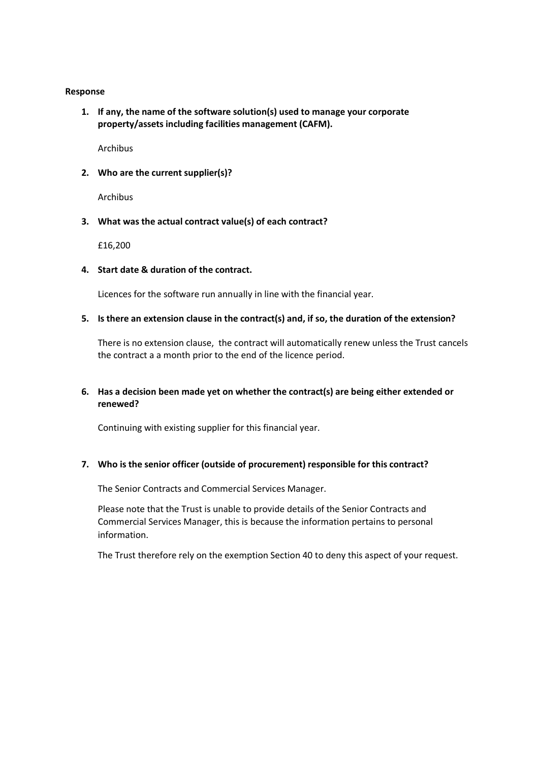**Response**

1. **If any, the name of the software solution(s) used to manage your corporate property/assets including facilities management (CAFM).**

   Archibus

2. **Who are the current supplier(s)?**

   Archibus

3. **What was the actual contract value(s) of each contract?**

   £16,200

4. **Start date & duration of the contract.**

   Licences for the software run annually in line with the financial year.

5. **Is there an extension clause in the contract(s) and, if so, the duration of the extension?**

   There is no extension clause,  the contract will automatically renew unless the Trust cancels the contract a a month prior to the end of the licence period.

6. **Has a decision been made yet on whether the contract(s) are being either extended or renewed?**

   Continuing with existing supplier for this financial year.

7. **Who is the senior officer (outside of procurement) responsible for this contract?**

   The Senior Contracts and Commercial Services Manager.

   Please note that the Trust is unable to provide details of the Senior Contracts and Commercial Services Manager, this is because the information pertains to personal information.

   The Trust therefore rely on the exemption Section 40 to deny this aspect of your request.